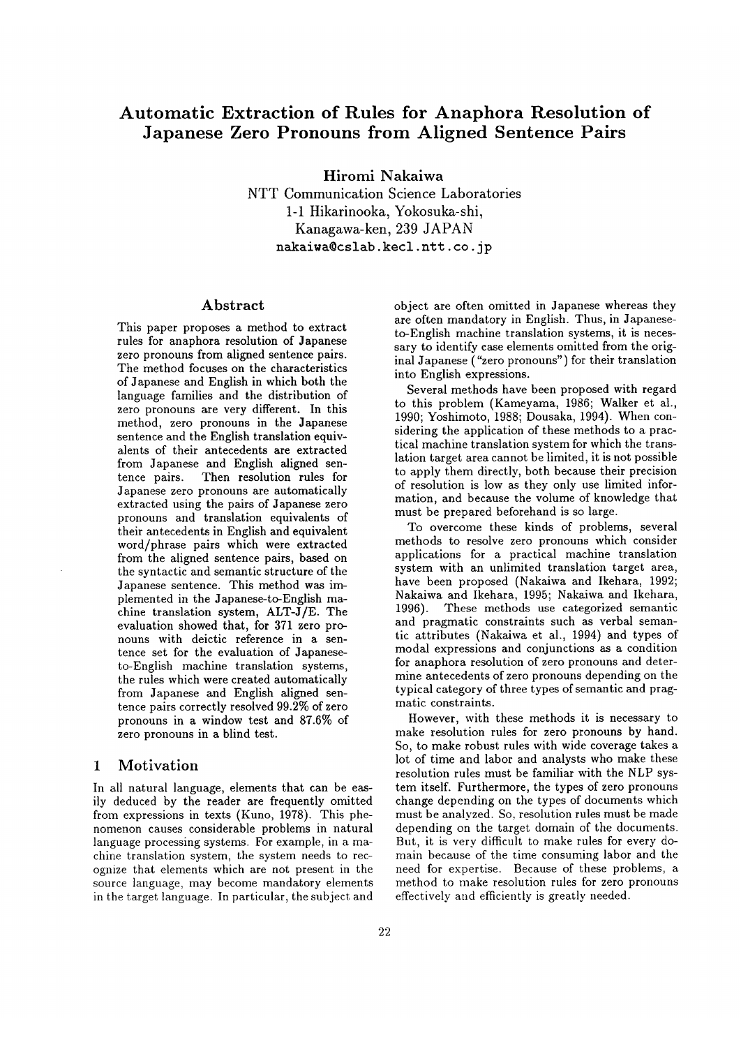# Automatic Extraction of Rules for Anaphora Resolution of Japanese Zero Pronouns from Aligned Sentence Pairs

**Hiromi Nakaiwa**

NTT Communication Science Laboratories
1-1 Hikarinooka, Yokosuka-shi,
Kanagawa-ken, 239 JAPAN
nakaiwa@cslab.kecl.ntt.co.jp

## Abstract

This paper proposes a method to extract rules for anaphora resolution of Japanese zero pronouns from aligned sentence pairs. The method focuses on the characteristics of Japanese and English in which both the language families and the distribution of zero pronouns are very different. In this method, zero pronouns in the Japanese sentence and the English translation equivalents of their antecedents are extracted from Japanese and English aligned sentence pairs. Then resolution rules for Japanese zero pronouns are automatically extracted using the pairs of Japanese zero pronouns and translation equivalents of their antecedents in English and equivalent word/phrase pairs which were extracted from the aligned sentence pairs, based on the syntactic and semantic structure of the Japanese sentence. This method was implemented in the Japanese-to-English machine translation system, ALT-J/E. The evaluation showed that, for 371 zero pronouns with deictic reference in a sentence set for the evaluation of Japanese-to-English machine translation systems, the rules which were created automatically from Japanese and English aligned sentence pairs correctly resolved 99.2% of zero pronouns in a window test and 87.6% of zero pronouns in a blind test.

## 1 Motivation

In all natural language, elements that can be easily deduced by the reader are frequently omitted from expressions in texts (Kuno, 1978). This phenomenon causes considerable problems in natural language processing systems. For example, in a machine translation system, the system needs to recognize that elements which are not present in the source language, may become mandatory elements in the target language. In particular, the subject and object are often omitted in Japanese whereas they are often mandatory in English. Thus, in Japanese-to-English machine translation systems, it is necessary to identify case elements omitted from the original Japanese ("zero pronouns") for their translation into English expressions.

Several methods have been proposed with regard to this problem (Kameyama, 1986; Walker et al., 1990; Yoshimoto, 1988; Dousaka, 1994). When considering the application of these methods to a practical machine translation system for which the translation target area cannot be limited, it is not possible to apply them directly, both because their precision of resolution is low as they only use limited information, and because the volume of knowledge that must be prepared beforehand is so large.

To overcome these kinds of problems, several methods to resolve zero pronouns which consider applications for a practical machine translation system with an unlimited translation target area, have been proposed (Nakaiwa and Ikehara, 1992; Nakaiwa and Ikehara, 1995; Nakaiwa and Ikehara, 1996). These methods use categorized semantic and pragmatic constraints such as verbal semantic attributes (Nakaiwa et al., 1994) and types of modal expressions and conjunctions as a condition for anaphora resolution of zero pronouns and determine antecedents of zero pronouns depending on the typical category of three types of semantic and pragmatic constraints.

However, with these methods it is necessary to make resolution rules for zero pronouns by hand. So, to make robust rules with wide coverage takes a lot of time and labor and analysts who make these resolution rules must be familiar with the NLP system itself. Furthermore, the types of zero pronouns change depending on the types of documents which must be analyzed. So, resolution rules must be made depending on the target domain of the documents. But, it is very difficult to make rules for every domain because of the time consuming labor and the need for expertise. Because of these problems, a method to make resolution rules for zero pronouns effectively and efficiently is greatly needed.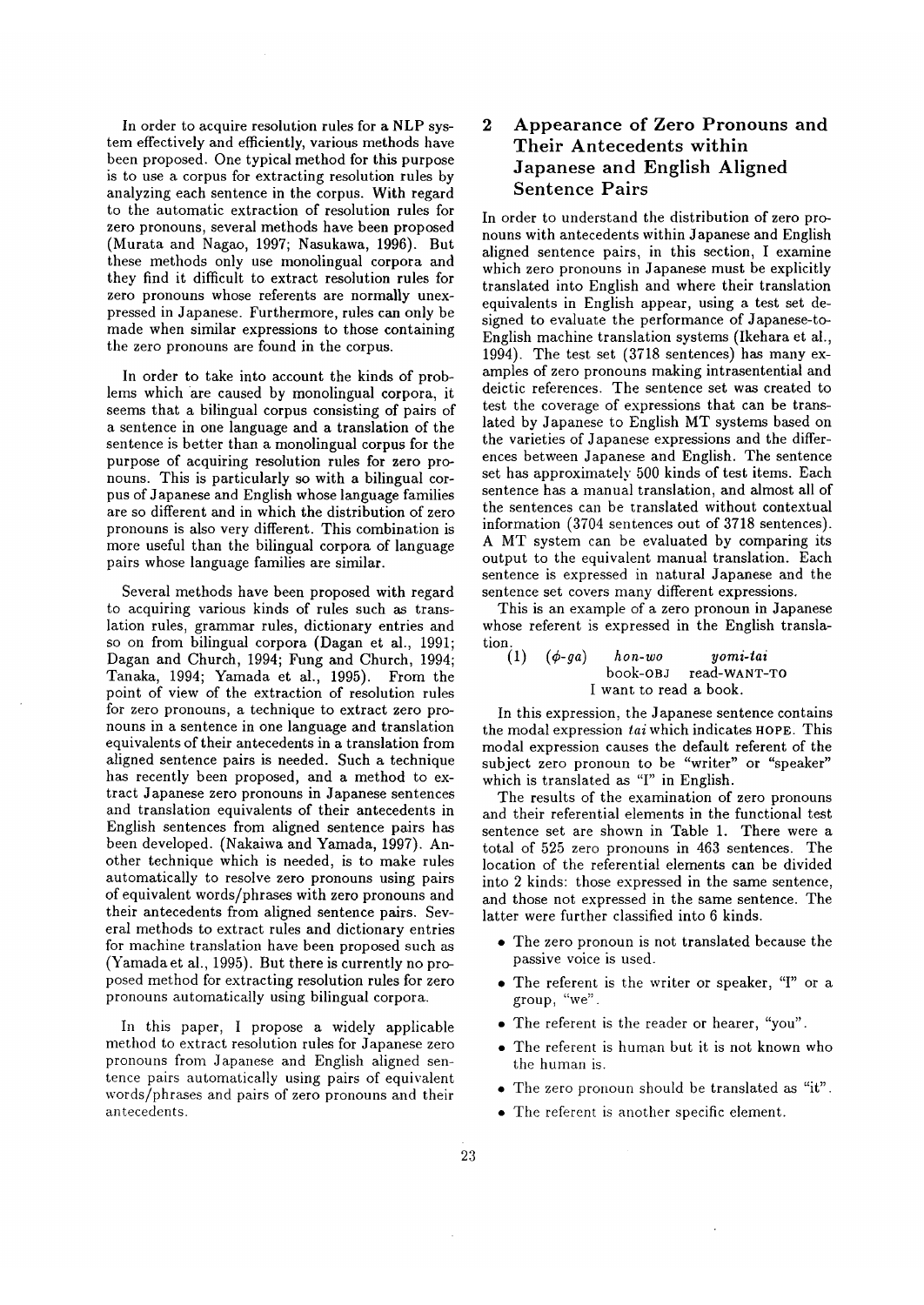In order to acquire resolution rules for a NLP system effectively and efficiently, various methods have been proposed. One typical method for this purpose is to use a corpus for extracting resolution rules by analyzing each sentence in the corpus. With regard to the automatic extraction of resolution rules for zero pronouns, several methods have been proposed (Murata and Nagao, 1997; Nasukawa, 1996). But these methods only use monolingual corpora and they find it difficult to extract resolution rules for zero pronouns whose referents are normally unexpressed in Japanese. Furthermore, rules can only be made when similar expressions to those containing the zero pronouns are found in the corpus.

In order to take into account the kinds of problems which are caused by monolingual corpora, it seems that a bilingual corpus consisting of pairs of a sentence in one language and a translation of the sentence is better than a monolingual corpus for the purpose of acquiring resolution rules for zero pronouns. This is particularly so with a bilingual corpus of Japanese and English whose language families are so different and in which the distribution of zero pronouns is also very different. This combination is more useful than the bilingual corpora of language pairs whose language families are similar.

Several methods have been proposed with regard to acquiring various kinds of rules such as translation rules, grammar rules, dictionary entries and so on from bilingual corpora (Dagan et al., 1991; Dagan and Church, 1994; Fung and Church, 1994; Tanaka, 1994; Yamada et al., 1995). From the point of view of the extraction of resolution rules for zero pronouns, a technique to extract zero pronouns in a sentence in one language and translation equivalents of their antecedents in a translation from aligned sentence pairs is needed. Such a technique has recently been proposed, and a method to extract Japanese zero pronouns in Japanese sentences and translation equivalents of their antecedents in English sentences from aligned sentence pairs has been developed. (Nakaiwa and Yamada, 1997). Another technique which is needed, is to make rules automatically to resolve zero pronouns using pairs of equivalent words/phrases with zero pronouns and their antecedents from aligned sentence pairs. Several methods to extract rules and dictionary entries for machine translation have been proposed such as (Yamada et al., 1995). But there is currently no proposed method for extracting resolution rules for zero pronouns automatically using bilingual corpora.

In this paper, I propose a widely applicable method to extract resolution rules for Japanese zero pronouns from Japanese and English aligned sentence pairs automatically using pairs of equivalent words/phrases and pairs of zero pronouns and their antecedents.

## 2 Appearance of Zero Pronouns and Their Antecedents within Japanese and English Aligned Sentence Pairs

In order to understand the distribution of zero pronouns with antecedents within Japanese and English aligned sentence pairs, in this section, I examine which zero pronouns in Japanese must be explicitly translated into English and where their translation equivalents in English appear, using a test set designed to evaluate the performance of Japanese-to-English machine translation systems (Ikehara et al., 1994). The test set (3718 sentences) has many examples of zero pronouns making intrasentential and deictic references. The sentence set was created to test the coverage of expressions that can be translated by Japanese to English MT systems based on the varieties of Japanese expressions and the differences between Japanese and English. The sentence set has approximately 500 kinds of test items. Each sentence has a manual translation, and almost all of the sentences can be translated without contextual information (3704 sentences out of 3718 sentences). A MT system can be evaluated by comparing its output to the equivalent manual translation. Each sentence is expressed in natural Japanese and the sentence set covers many different expressions.

This is an example of a zero pronoun in Japanese whose referent is expressed in the English translation.

(1) ($\phi$-*ga*) *hon-wo* *yomi-tai*
book-OBJ read-WANT-TO
I want to read a book.

In this expression, the Japanese sentence contains the modal expression *tai* which indicates HOPE. This modal expression causes the default referent of the subject zero pronoun to be "writer" or "speaker" which is translated as "I" in English.

The results of the examination of zero pronouns and their referential elements in the functional test sentence set are shown in Table 1. There were a total of 525 zero pronouns in 463 sentences. The location of the referential elements can be divided into 2 kinds: those expressed in the same sentence, and those not expressed in the same sentence. The latter were further classified into 6 kinds.

- The zero pronoun is not translated because the passive voice is used.
- The referent is the writer or speaker, "I" or a group, "we".
- The referent is the reader or hearer, "you".
- The referent is human but it is not known who the human is.
- The zero pronoun should be translated as "it".
- The referent is another specific element.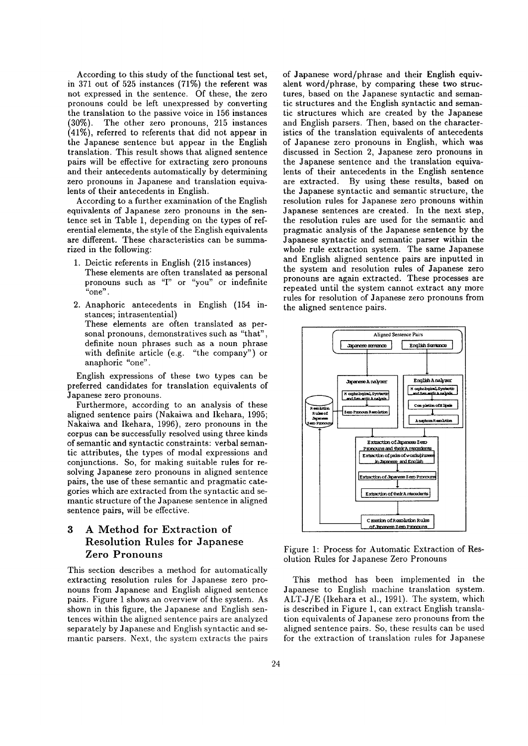According to this study of the functional test set, in 371 out of 525 instances (71%) the referent was not expressed in the sentence. Of these, the zero pronouns could be left unexpressed by converting the translation to the passive voice in 156 instances (30%). The other zero pronouns, 215 instances (41%), referred to referents that did not appear in the Japanese sentence but appear in the English translation. This result shows that aligned sentence pairs will be effective for extracting zero pronouns and their antecedents automatically by determining zero pronouns in Japanese and translation equivalents of their antecedents in English.

According to a further examination of the English equivalents of Japanese zero pronouns in the sentence set in Table 1, depending on the types of referential elements, the style of the English equivalents are different. These characteristics can be summarized in the following:

1. Deictic referents in English (215 instances)
   These elements are often translated as personal pronouns such as "I" or "you" or indefinite "one".
2. Anaphoric antecedents in English (154 instances; intrasentential)
   These elements are often translated as personal pronouns, demonstratives such as "that", definite noun phrases such as a noun phrase with definite article (e.g. "the company") or anaphoric "one".

English expressions of these two types can be preferred candidates for translation equivalents of Japanese zero pronouns.

Furthermore, according to an analysis of these aligned sentence pairs (Nakaiwa and Ikehara, 1995; Nakaiwa and Ikehara, 1996), zero pronouns in the corpus can be successfully resolved using three kinds of semantic and syntactic constraints: verbal semantic attributes, the types of modal expressions and conjunctions. So, for making suitable rules for resolving Japanese zero pronouns in aligned sentence pairs, the use of these semantic and pragmatic categories which are extracted from the syntactic and semantic structure of the Japanese sentence in aligned sentence pairs, will be effective.

## 3 A Method for Extraction of Resolution Rules for Japanese Zero Pronouns

This section describes a method for automatically extracting resolution rules for Japanese zero pronouns from Japanese and English aligned sentence pairs. Figure 1 shows an overview of the system. As shown in this figure, the Japanese and English sentences within the aligned sentence pairs are analyzed separately by Japanese and English syntactic and semantic parsers. Next, the system extracts the pairs of Japanese word/phrase and their English equivalent word/phrase, by comparing these two structures, based on the Japanese syntactic and semantic structures and the English syntactic and semantic structures which are created by the Japanese and English parsers. Then, based on the characteristics of the translation equivalents of antecedents of Japanese zero pronouns in English, which was discussed in Section 2, Japanese zero pronouns in the Japanese sentence and the translation equivalents of their antecedents in the English sentence are extracted. By using these results, based on the Japanese syntactic and semantic structure, the resolution rules for Japanese zero pronouns within Japanese sentences are created. In the next step, the resolution rules are used for the semantic and pragmatic analysis of the Japanese sentence by the Japanese syntactic and semantic parser within the whole rule extraction system. The same Japanese and English aligned sentence pairs are inputted in the system and resolution rules of Japanese zero pronouns are again extracted. These processes are repeated until the system cannot extract any more rules for resolution of Japanese zero pronouns from the aligned sentence pairs.

Figure 1: Process for Automatic Extraction of Resolution Rules for Japanese Zero Pronouns

This method has been implemented in the Japanese to English machine translation system ALT-J/E (Ikehara et al., 1991). The system, which is described in Figure 1, can extract English translation equivalents of Japanese zero pronouns from the aligned sentence pairs. So, these results can be used for the extraction of translation rules for Japanese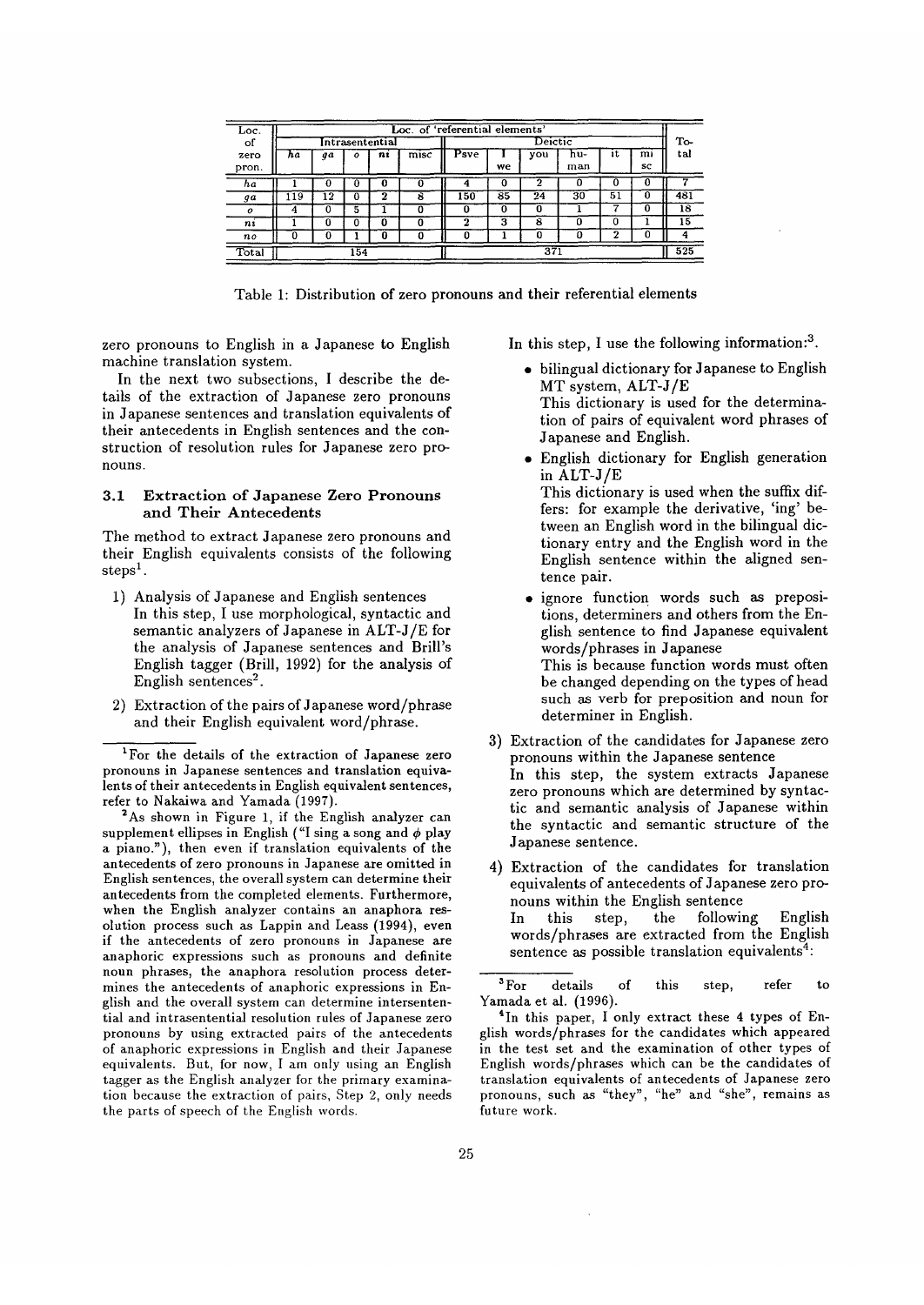| Loc. of zero pron. | Loc. of 'referential elements' | | | | | | | | | | | | Total |
|---|---|---|---|---|---|---|---|---|---|---|---|---|---|
| | Intrasentential | | | | | Deictic | | | | | | | |
| | *ha* | *ga* | *o* | *ni* | misc | Psve | I we | you | human | it | misc | | |
| *ha* | 1 | 0 | 0 | 0 | 0 | 4 | 0 | 2 | 0 | 0 | 0 | | 7 |
| *ga* | 119 | 12 | 0 | 2 | 8 | 150 | 85 | 24 | 30 | 51 | 0 | | 481 |
| *o* | 4 | 0 | 5 | 1 | 0 | 0 | 0 | 0 | 1 | 7 | 0 | | 18 |
| *ni* | 1 | 0 | 0 | 0 | 0 | 2 | 3 | 8 | 0 | 0 | 1 | | 15 |
| *no* | 0 | 0 | 1 | 0 | 0 | 0 | 1 | 0 | 0 | 2 | 0 | | 4 |
| Total | 154 | | | | | 371 | | | | | | | 525 |

Table 1: Distribution of zero pronouns and their referential elements

zero pronouns to English in a Japanese to English machine translation system.

In the next two subsections, I describe the details of the extraction of Japanese zero pronouns in Japanese sentences and translation equivalents of their antecedents in English sentences and the construction of resolution rules for Japanese zero pronouns.

### 3.1 Extraction of Japanese Zero Pronouns and Their Antecedents

The method to extract Japanese zero pronouns and their English equivalents consists of the following steps[1].

1) Analysis of Japanese and English sentences
   In this step, I use morphological, syntactic and semantic analyzers of Japanese in ALT-J/E for the analysis of Japanese sentences and Brill's English tagger (Brill, 1992) for the analysis of English sentences[2].

2) Extraction of the pairs of Japanese word/phrase and their English equivalent word/phrase.
   In this step, I use the following information:[3].
   - bilingual dictionary for Japanese to English MT system, ALT-J/E
     This dictionary is used for the determination of pairs of equivalent word phrases of Japanese and English.
   - English dictionary for English generation in ALT-J/E
     This dictionary is used when the suffix differs: for example the derivative, 'ing' between an English word in the bilingual dictionary entry and the English word in the English sentence within the aligned sentence pair.
   - ignore function words such as prepositions, determiners and others from the English sentence to find Japanese equivalent words/phrases in Japanese
     This is because function words must often be changed depending on the types of head such as verb for preposition and noun for determiner in English.

3) Extraction of the candidates for Japanese zero pronouns within the Japanese sentence
   In this step, the system extracts Japanese zero pronouns which are determined by syntactic and semantic analysis of Japanese within the syntactic and semantic structure of the Japanese sentence.

4) Extraction of the candidates for translation equivalents of antecedents of Japanese zero pronouns within the English sentence
   In this step, the following English words/phrases are extracted from the English sentence as possible translation equivalents[4]:

---

[1] For the details of the extraction of Japanese zero pronouns in Japanese sentences and translation equivalents of their antecedents in English equivalent sentences, refer to Nakaiwa and Yamada (1997).

[2] As shown in Figure 1, if the English analyzer can supplement ellipses in English ("I sing a song and $\phi$ play a piano."), then even if translation equivalents of the antecedents of zero pronouns in Japanese are omitted in English sentences, the overall system can determine their antecedents from the completed elements. Furthermore, when the English analyzer contains an anaphora resolution process such as Lappin and Leass (1994), even if the antecedents of zero pronouns in Japanese are anaphoric expressions such as pronouns and definite noun phrases, the anaphora resolution process determines the antecedents of anaphoric expressions in English and the overall system can determine intersentential and intrasentential resolution rules of Japanese zero pronouns by using extracted pairs of the antecedents of anaphoric expressions in English and their Japanese equivalents. But, for now, I am only using an English tagger as the English analyzer for the primary examination because the extraction of pairs, Step 2, only needs the parts of speech of the English words.

[3] For details of this step, refer to Yamada et al. (1996).

[4] In this paper, I only extract these 4 types of English words/phrases for the candidates which appeared in the test set and the examination of other types of English words/phrases which can be the candidates of translation equivalents of antecedents of Japanese zero pronouns, such as "they", "he" and "she", remains as future work.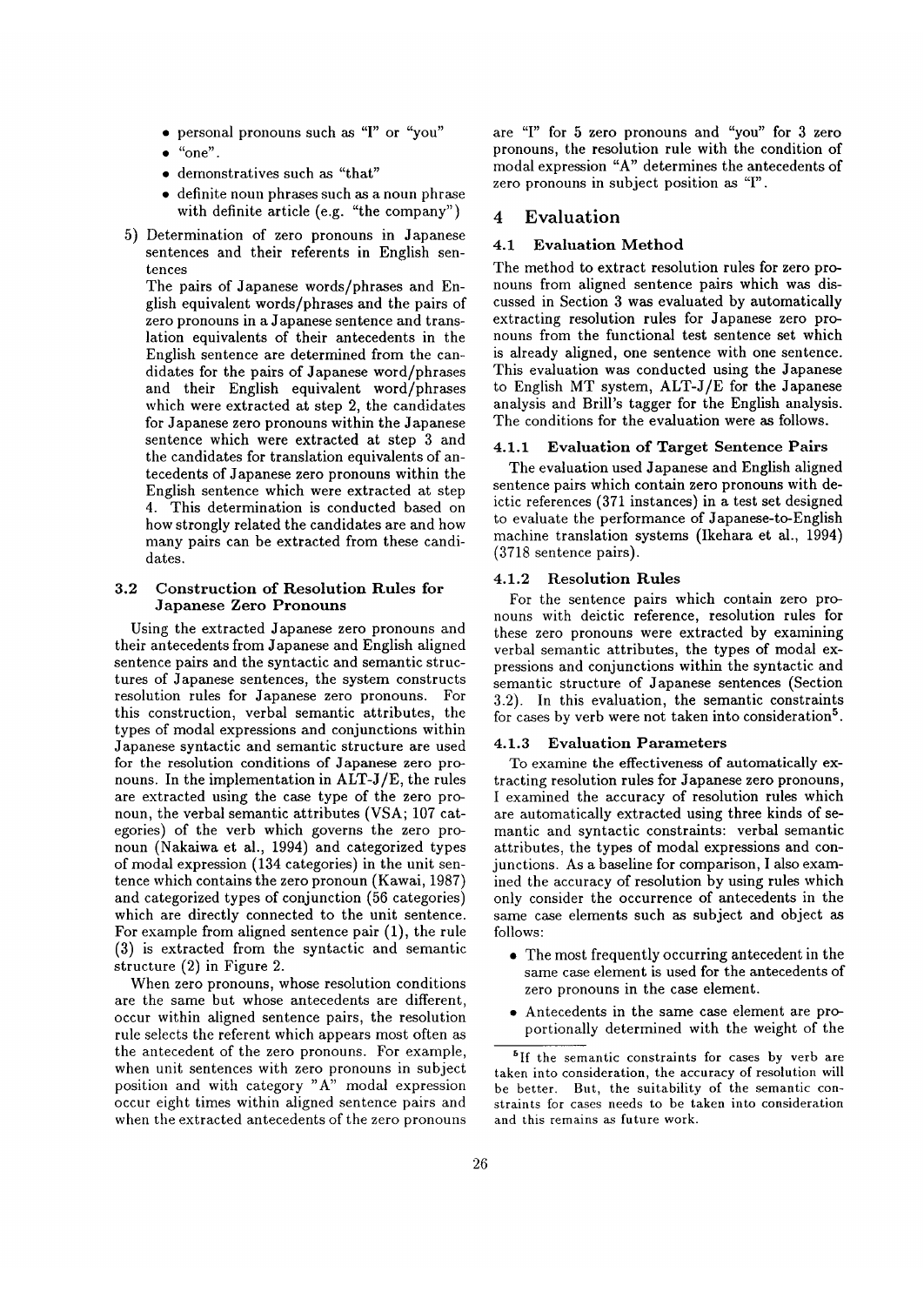- personal pronouns such as "I" or "you"
- "one".
- demonstratives such as "that"
- definite noun phrases such as a noun phrase with definite article (e.g. "the company")

5) Determination of zero pronouns in Japanese sentences and their referents in English sentences

The pairs of Japanese words/phrases and English equivalent words/phrases and the pairs of zero pronouns in a Japanese sentence and translation equivalents of their antecedents in the English sentence are determined from the candidates for the pairs of Japanese word/phrases and their English equivalent word/phrases which were extracted at step 2, the candidates for Japanese zero pronouns within the Japanese sentence which were extracted at step 3 and the candidates for translation equivalents of antecedents of Japanese zero pronouns within the English sentence which were extracted at step 4. This determination is conducted based on how strongly related the candidates are and how many pairs can be extracted from these candidates.

### 3.2 Construction of Resolution Rules for Japanese Zero Pronouns

Using the extracted Japanese zero pronouns and their antecedents from Japanese and English aligned sentence pairs and the syntactic and semantic structures of Japanese sentences, the system constructs resolution rules for Japanese zero pronouns. For this construction, verbal semantic attributes, the types of modal expressions and conjunctions within Japanese syntactic and semantic structure are used for the resolution conditions of Japanese zero pronouns. In the implementation in ALT-J/E, the rules are extracted using the case type of the zero pronoun, the verbal semantic attributes (VSA; 107 categories) of the verb which governs the zero pronoun (Nakaiwa et al., 1994) and categorized types of modal expression (134 categories) in the unit sentence which contains the zero pronoun (Kawai, 1987) and categorized types of conjunction (56 categories) which are directly connected to the unit sentence. For example from aligned sentence pair (1), the rule (3) is extracted from the syntactic and semantic structure (2) in Figure 2.

When zero pronouns, whose resolution conditions are the same but whose antecedents are different, occur within aligned sentence pairs, the resolution rule selects the referent which appears most often as the antecedent of the zero pronouns. For example, when unit sentences with zero pronouns in subject position and with category "A" modal expression occur eight times within aligned sentence pairs and when the extracted antecedents of the zero pronouns are "I" for 5 zero pronouns and "you" for 3 zero pronouns, the resolution rule with the condition of modal expression "A" determines the antecedents of zero pronouns in subject position as "I".

## 4 Evaluation

### 4.1 Evaluation Method

The method to extract resolution rules for zero pronouns from aligned sentence pairs which was discussed in Section 3 was evaluated by automatically extracting resolution rules for Japanese zero pronouns from the functional test sentence set which is already aligned, one sentence with one sentence. This evaluation was conducted using the Japanese to English MT system, ALT-J/E for the Japanese analysis and Brill's tagger for the English analysis. The conditions for the evaluation were as follows.

#### 4.1.1 Evaluation of Target Sentence Pairs

The evaluation used Japanese and English aligned sentence pairs which contain zero pronouns with deictic references (371 instances) in a test set designed to evaluate the performance of Japanese-to-English machine translation systems (Ikehara et al., 1994) (3718 sentence pairs).

#### 4.1.2 Resolution Rules

For the sentence pairs which contain zero pronouns with deictic reference, resolution rules for these zero pronouns were extracted by examining verbal semantic attributes, the types of modal expressions and conjunctions within the syntactic and semantic structure of Japanese sentences (Section 3.2). In this evaluation, the semantic constraints for cases by verb were not taken into consideration[5].

#### 4.1.3 Evaluation Parameters

To examine the effectiveness of automatically extracting resolution rules for Japanese zero pronouns, I examined the accuracy of resolution rules which are automatically extracted using three kinds of semantic and syntactic constraints: verbal semantic attributes, the types of modal expressions and conjunctions. As a baseline for comparison, I also examined the accuracy of resolution by using rules which only consider the occurrence of antecedents in the same case elements such as subject and object as follows:

- The most frequently occurring antecedent in the same case element is used for the antecedents of zero pronouns in the case element.
- Antecedents in the same case element are proportionally determined with the weight of the

[5] If the semantic constraints for cases by verb are taken into consideration, the accuracy of resolution will be better. But, the suitability of the semantic constraints for cases needs to be taken into consideration and this remains as future work.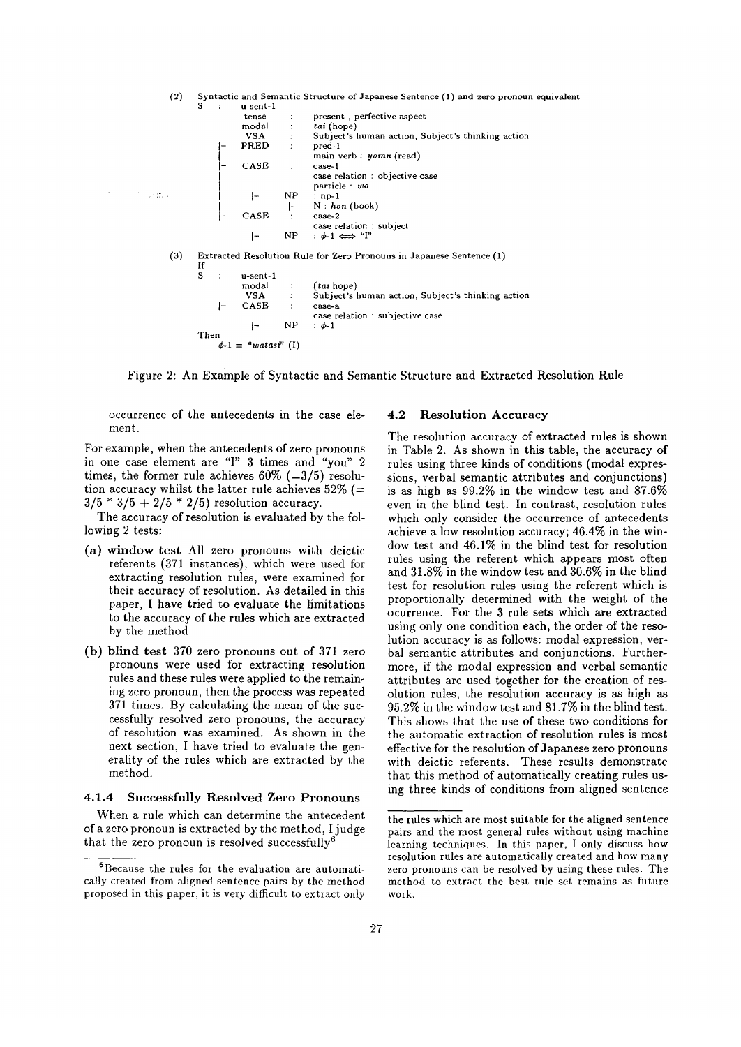(2) Syntactic and Semantic Structure of Japanese Sentence (1) and zero pronoun equivalent

```
S   :   u-sent-1
          tense     :   present , perfective aspect
          modal     :   tai (hope)
          VSA       :   Subject's human action, Subject's thinking action
      |-  PRED      :   pred-1
      |                 main verb : yomu (read)
      |-  CASE      :   case-1
      |                 case relation : objective case
      |                 particle : wo
      |     |-   NP  :  np-1
      |          |-     N : hon (book)
      |-  CASE      :   case-2
                        case relation : subject
            |-   NP  :  ϕ-1 ⟺ "I"
```

(3) Extracted Resolution Rule for Zero Pronouns in Japanese Sentence (1)

```
If
S   :   u-sent-1
          modal     :   (tai hope)
          VSA       :   Subject's human action, Subject's thinking action
      |-  CASE      :   case-a
                        case relation : subjective case
            |-   NP  :  ϕ-1
Then
      ϕ-1 = "watasi" (I)
```

Figure 2: An Example of Syntactic and Semantic Structure and Extracted Resolution Rule

occurrence of the antecedents in the case element.

For example, when the antecedents of zero pronouns in one case element are "I" 3 times and "you" 2 times, the former rule achieves 60% (=3/5) resolution accuracy whilst the latter rule achieves 52% (= 3/5 * 3/5 + 2/5 * 2/5) resolution accuracy.

The accuracy of resolution is evaluated by the following 2 tests:

**(a) window test** All zero pronouns with deictic referents (371 instances), which were used for extracting resolution rules, were examined for their accuracy of resolution. As detailed in this paper, I have tried to evaluate the limitations to the accuracy of the rules which are extracted by the method.

**(b) blind test** 370 zero pronouns out of 371 zero pronouns were used for extracting resolution rules and these rules were applied to the remaining zero pronoun, then the process was repeated 371 times. By calculating the mean of the successfully resolved zero pronouns, the accuracy of resolution was examined. As shown in the next section, I have tried to evaluate the generality of the rules which are extracted by the method.

#### 4.1.4 Successfully Resolved Zero Pronouns

When a rule which can determine the antecedent of a zero pronoun is extracted by the method, I judge that the zero pronoun is resolved successfully[6]

### 4.2 Resolution Accuracy

The resolution accuracy of extracted rules is shown in Table 2. As shown in this table, the accuracy of rules using three kinds of conditions (modal expressions, verbal semantic attributes and conjunctions) is as high as 99.2% in the window test and 87.6% even in the blind test. In contrast, resolution rules which only consider the occurrence of antecedents achieve a low resolution accuracy; 46.4% in the window test and 46.1% in the blind test for resolution rules using the referent which appears most often and 31.8% in the window test and 30.6% in the blind test for resolution rules using the referent which is proportionally determined with the weight of the ocurrence. For the 3 rule sets which are extracted using only one condition each, the order of the resolution accuracy is as follows: modal expression, verbal semantic attributes and conjunctions. Furthermore, if the modal expression and verbal semantic attributes are used together for the creation of resolution rules, the resolution accuracy is as high as 95.2% in the window test and 81.7% in the blind test. This shows that the use of these two conditions for the automatic extraction of resolution rules is most effective for the resolution of Japanese zero pronouns with deictic referents. These results demonstrate that this method of automatically creating rules using three kinds of conditions from aligned sentence

[6] Because the rules for the evaluation are automatically created from aligned sentence pairs by the method proposed in this paper, it is very difficult to extract only the rules which are most suitable for the aligned sentence pairs and the most general rules without using machine learning techniques. In this paper, I only discuss how resolution rules are automatically created and how many zero pronouns can be resolved by using these rules. The method to extract the best rule set remains as future work.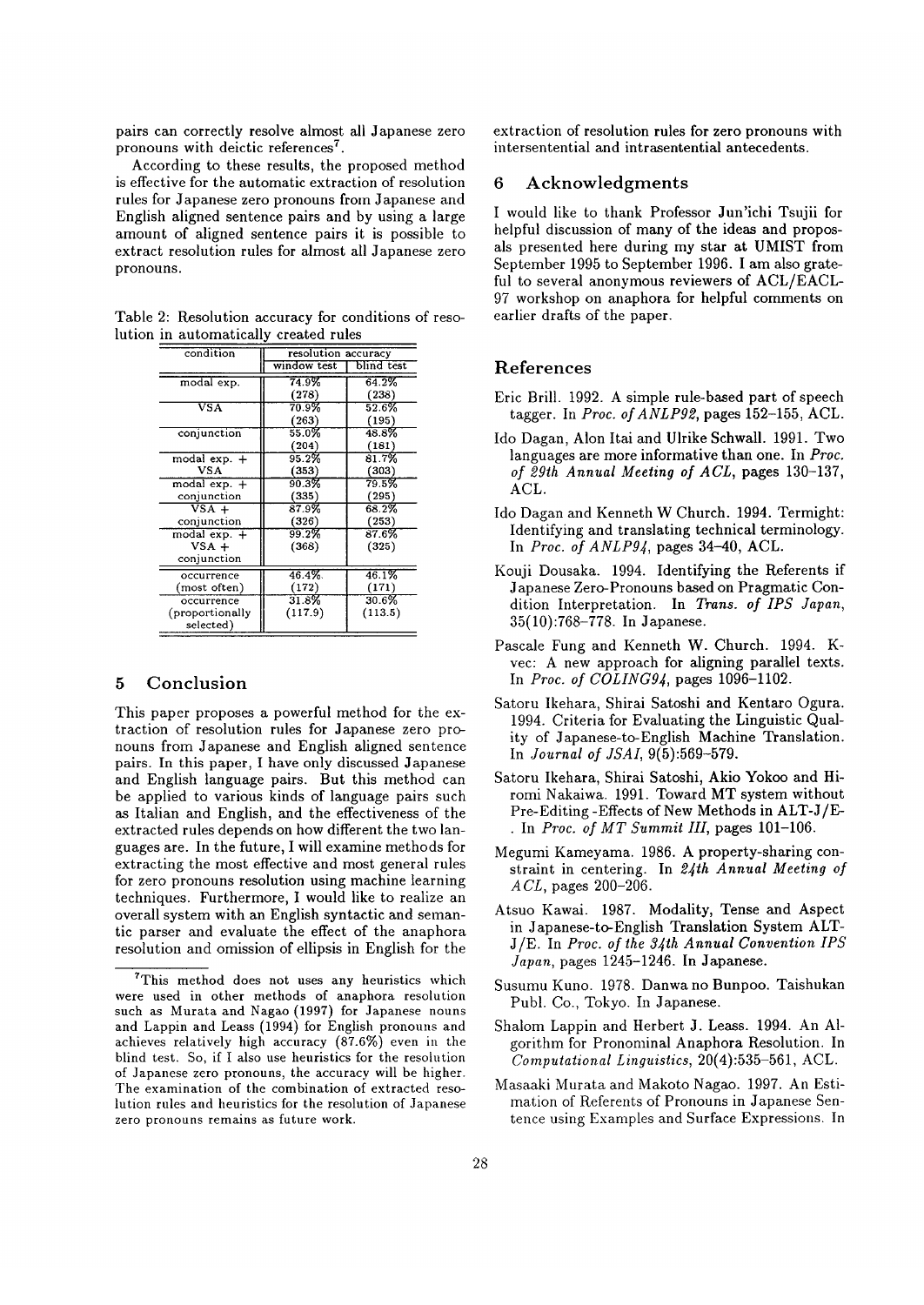pairs can correctly resolve almost all Japanese zero pronouns with deictic references[7].

According to these results, the proposed method is effective for the automatic extraction of resolution rules for Japanese zero pronouns from Japanese and English aligned sentence pairs and by using a large amount of aligned sentence pairs it is possible to extract resolution rules for almost all Japanese zero pronouns.

Table 2: Resolution accuracy for conditions of resolution in automatically created rules

| condition | resolution accuracy | |
|---|---|---|
| | window test | blind test |
| modal exp. | 74.9% (278) | 64.2% (238) |
| VSA | 70.9% (263) | 52.6% (195) |
| conjunction | 55.0% (204) | 48.8% (181) |
| modal exp. + VSA | 95.2% (353) | 81.7% (303) |
| modal exp. + conjunction | 90.3% (335) | 79.5% (295) |
| VSA + conjunction | 87.9% (326) | 68.2% (253) |
| modal exp. + VSA + conjunction | 99.2% (368) | 87.6% (325) |
| occurrence (most often) | 46.4% (172) | 46.1% (171) |
| occurrence (proportionally selected) | 31.8% (117.9) | 30.6% (113.5) |

## 5 Conclusion

This paper proposes a powerful method for the extraction of resolution rules for Japanese zero pronouns from Japanese and English aligned sentence pairs. In this paper, I have only discussed Japanese and English language pairs. But this method can be applied to various kinds of language pairs such as Italian and English, and the effectiveness of the extracted rules depends on how different the two languages are. In the future, I will examine methods for extracting the most effective and most general rules for zero pronouns resolution using machine learning techniques. Furthermore, I would like to realize an overall system with an English syntactic and semantic parser and evaluate the effect of the anaphora resolution and omission of ellipsis in English for the extraction of resolution rules for zero pronouns with intersentential and intrasentential antecedents.

[7]This method does not uses any heuristics which were used in other methods of anaphora resolution such as Murata and Nagao (1997) for Japanese nouns and Lappin and Leass (1994) for English pronouns and achieves relatively high accuracy (87.6%) even in the blind test. So, if I also use heuristics for the resolution of Japanese zero pronouns, the accuracy will be higher. The examination of the combination of extracted resolution rules and heuristics for the resolution of Japanese zero pronouns remains as future work.

## 6 Acknowledgments

I would like to thank Professor Jun'ichi Tsujii for helpful discussion of many of the ideas and proposals presented here during my star at UMIST from September 1995 to September 1996. I am also grateful to several anonymous reviewers of ACL/EACL-97 workshop on anaphora for helpful comments on earlier drafts of the paper.

## References

Eric Brill. 1992. A simple rule-based part of speech tagger. In *Proc. of ANLP92*, pages 152–155, ACL.

Ido Dagan, Alon Itai and Ulrike Schwall. 1991. Two languages are more informative than one. In *Proc. of 29th Annual Meeting of ACL*, pages 130–137, ACL.

Ido Dagan and Kenneth W Church. 1994. Termight: Identifying and translating technical terminology. In *Proc. of ANLP94*, pages 34–40, ACL.

Kouji Dousaka. 1994. Identifying the Referents if Japanese Zero-Pronouns based on Pragmatic Condition Interpretation. In *Trans. of IPS Japan*, 35(10):768–778. In Japanese.

Pascale Fung and Kenneth W. Church. 1994. K-vec: A new approach for aligning parallel texts. In *Proc. of COLING94*, pages 1096–1102.

Satoru Ikehara, Shirai Satoshi and Kentaro Ogura. 1994. Criteria for Evaluating the Linguistic Quality of Japanese-to-English Machine Translation. In *Journal of JSAI*, 9(5):569–579.

Satoru Ikehara, Shirai Satoshi, Akio Yokoo and Hiromi Nakaiwa. 1991. Toward MT system without Pre-Editing -Effects of New Methods in ALT-J/E- . In *Proc. of MT Summit III*, pages 101–106.

Megumi Kameyama. 1986. A property-sharing constraint in centering. In *24th Annual Meeting of ACL*, pages 200–206.

Atsuo Kawai. 1987. Modality, Tense and Aspect in Japanese-to-English Translation System ALT-J/E. In *Proc. of the 34th Annual Convention IPS Japan*, pages 1245–1246. In Japanese.

Susumu Kuno. 1978. Danwa no Bunpoo. Taishukan Publ. Co., Tokyo. In Japanese.

Shalom Lappin and Herbert J. Leass. 1994. An Algorithm for Pronominal Anaphora Resolution. In *Computational Linguistics*, 20(4):535–561, ACL.

Masaaki Murata and Makoto Nagao. 1997. An Estimation of Referents of Pronouns in Japanese Sentence using Examples and Surface Expressions. In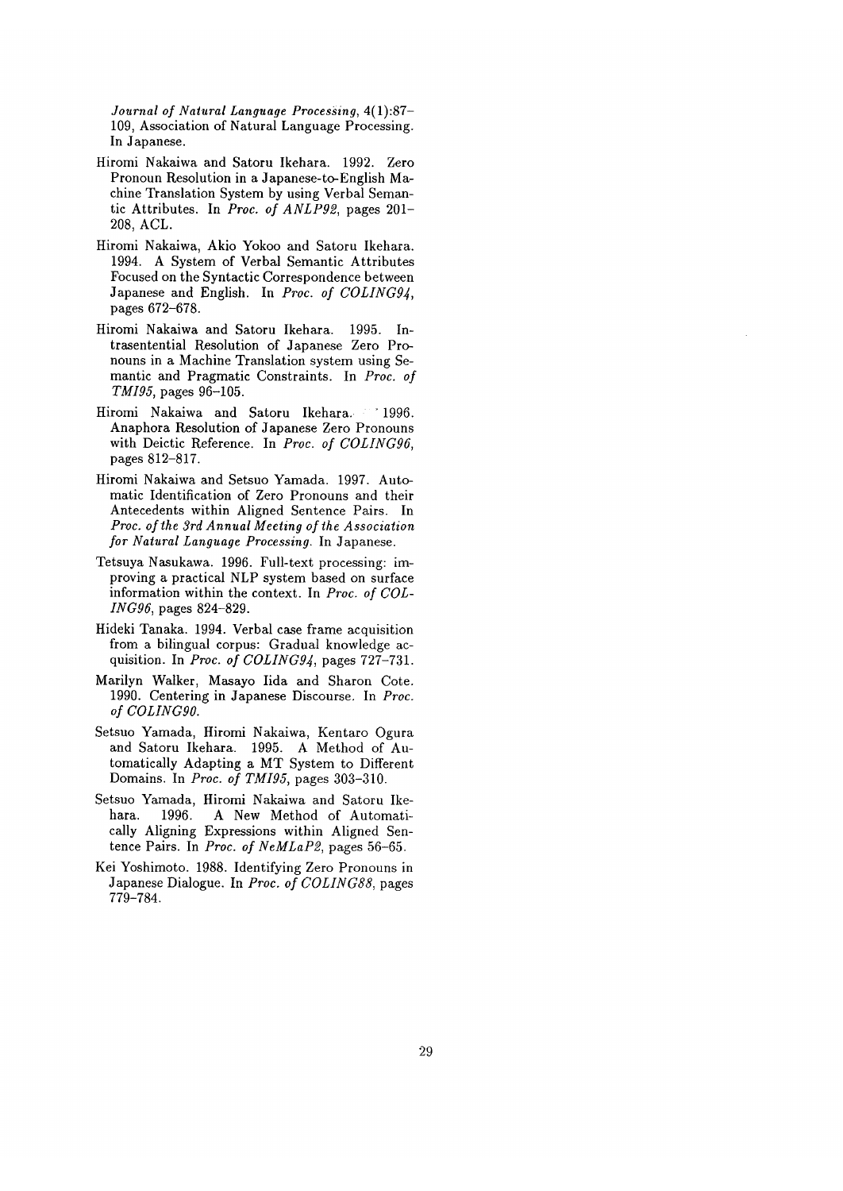*Journal of Natural Language Processing*, 4(1):87–109, Association of Natural Language Processing. In Japanese.

Hiromi Nakaiwa and Satoru Ikehara. 1992. Zero Pronoun Resolution in a Japanese-to-English Machine Translation System by using Verbal Semantic Attributes. In *Proc. of ANLP92*, pages 201–208, ACL.

Hiromi Nakaiwa, Akio Yokoo and Satoru Ikehara. 1994. A System of Verbal Semantic Attributes Focused on the Syntactic Correspondence between Japanese and English. In *Proc. of COLING94*, pages 672–678.

Hiromi Nakaiwa and Satoru Ikehara. 1995. Intrasentential Resolution of Japanese Zero Pronouns in a Machine Translation system using Semantic and Pragmatic Constraints. In *Proc. of TMI95*, pages 96–105.

Hiromi Nakaiwa and Satoru Ikehara. 1996. Anaphora Resolution of Japanese Zero Pronouns with Deictic Reference. In *Proc. of COLING96*, pages 812–817.

Hiromi Nakaiwa and Setsuo Yamada. 1997. Automatic Identification of Zero Pronouns and their Antecedents within Aligned Sentence Pairs. In *Proc. of the 3rd Annual Meeting of the Association for Natural Language Processing*. In Japanese.

Tetsuya Nasukawa. 1996. Full-text processing: improving a practical NLP system based on surface information within the context. In *Proc. of COLING96*, pages 824–829.

Hideki Tanaka. 1994. Verbal case frame acquisition from a bilingual corpus: Gradual knowledge acquisition. In *Proc. of COLING94*, pages 727–731.

Marilyn Walker, Masayo Iida and Sharon Cote. 1990. Centering in Japanese Discourse. In *Proc. of COLING90*.

Setsuo Yamada, Hiromi Nakaiwa, Kentaro Ogura and Satoru Ikehara. 1995. A Method of Automatically Adapting a MT System to Different Domains. In *Proc. of TMI95*, pages 303–310.

Setsuo Yamada, Hiromi Nakaiwa and Satoru Ikehara. 1996. A New Method of Automatically Aligning Expressions within Aligned Sentence Pairs. In *Proc. of NeMLaP2*, pages 56–65.

Kei Yoshimoto. 1988. Identifying Zero Pronouns in Japanese Dialogue. In *Proc. of COLING88*, pages 779–784.